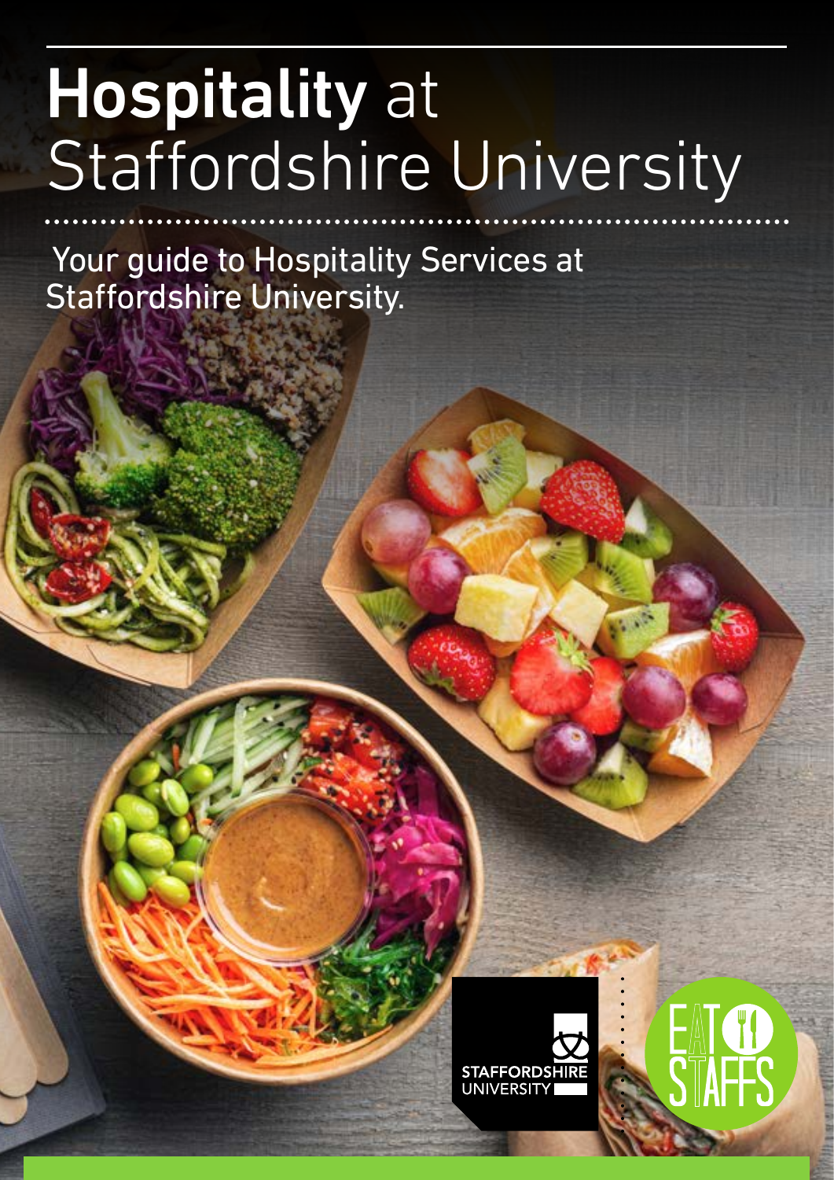# **Hospitality** at Staffordshire University

Your guide to Hospitality Services at Staffordshire University.

STAFFORDSHIRE UNIVERSITY

EAT STAFFS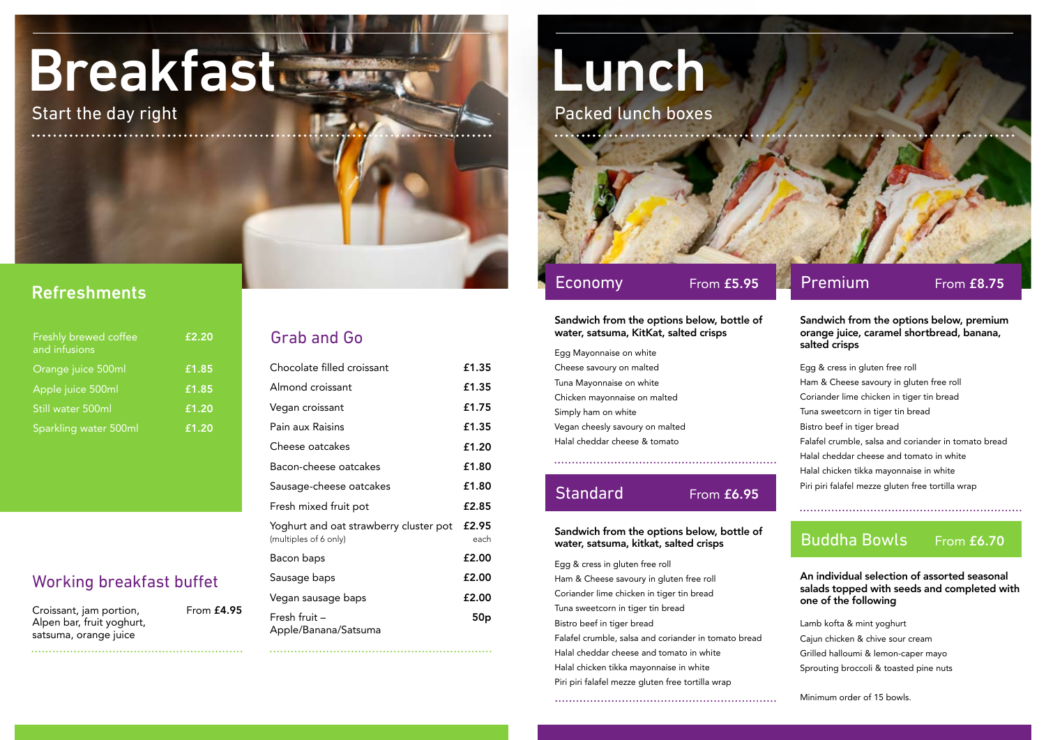# Breakfast

Start the day right

## Refreshments

| Item | Price |
|---|---|
| Freshly brewed coffee and infusions | £2.20 |
| Orange juice 500ml | £1.85 |
| Apple juice 500ml | £1.85 |
| Still water 500ml | £1.20 |
| Sparkling water 500ml | £1.20 |

## Grab and Go

| Item | Price |
|---|---|
| Chocolate filled croissant | £1.35 |
| Almond croissant | £1.35 |
| Vegan croissant | £1.75 |
| Pain aux Raisins | £1.35 |
| Cheese oatcakes | £1.20 |
| Bacon-cheese oatcakes | £1.80 |
| Sausage-cheese oatcakes | £1.80 |
| Fresh mixed fruit pot | £2.85 |
| Yoghurt and oat strawberry cluster pot (multiples of 6 only) | £2.95 each |
| Bacon baps | £2.00 |
| Sausage baps | £2.00 |
| Vegan sausage baps | £2.00 |
| Fresh fruit – Apple/Banana/Satsuma | 50p |

## Working breakfast buffet

Croissant, jam portion, Alpen bar, fruit yoghurt, satsuma, orange juice — From **£4.95**

# Lunch

Packed lunch boxes

## Economy — From **£5.95**

**Sandwich from the options below, bottle of water, satsuma, KitKat, salted crisps**

- Egg Mayonnaise on white
- Cheese savoury on malted
- Tuna Mayonnaise on white
- Chicken mayonnaise on malted
- Simply ham on white
- Vegan cheesly savoury on malted
- Halal cheddar cheese & tomato

## Standard — From **£6.95**

**Sandwich from the options below, bottle of water, satsuma, kitkat, salted crisps**

- Egg & cress in gluten free roll
- Ham & Cheese savoury in gluten free roll
- Coriander lime chicken in tiger tin bread
- Tuna sweetcorn in tiger tin bread
- Bistro beef in tiger bread
- Falafel crumble, salsa and coriander in tomato bread
- Halal cheddar cheese and tomato in white
- Halal chicken tikka mayonnaise in white
- Piri piri falafel mezze gluten free tortilla wrap

## Premium — From **£8.75**

**Sandwich from the options below, premium orange juice, caramel shortbread, banana, salted crisps**

- Egg & cress in gluten free roll
- Ham & Cheese savoury in gluten free roll
- Coriander lime chicken in tiger tin bread
- Tuna sweetcorn in tiger tin bread
- Bistro beef in tiger bread
- Falafel crumble, salsa and coriander in tomato bread
- Halal cheddar cheese and tomato in white
- Halal chicken tikka mayonnaise in white
- Piri piri falafel mezze gluten free tortilla wrap

## Buddha Bowls — From **£6.70**

**An individual selection of assorted seasonal salads topped with seeds and completed with one of the following**

- Lamb kofta & mint yoghurt
- Cajun chicken & chive sour cream
- Grilled halloumi & lemon-caper mayo
- Sprouting broccoli & toasted pine nuts

Minimum order of 15 bowls.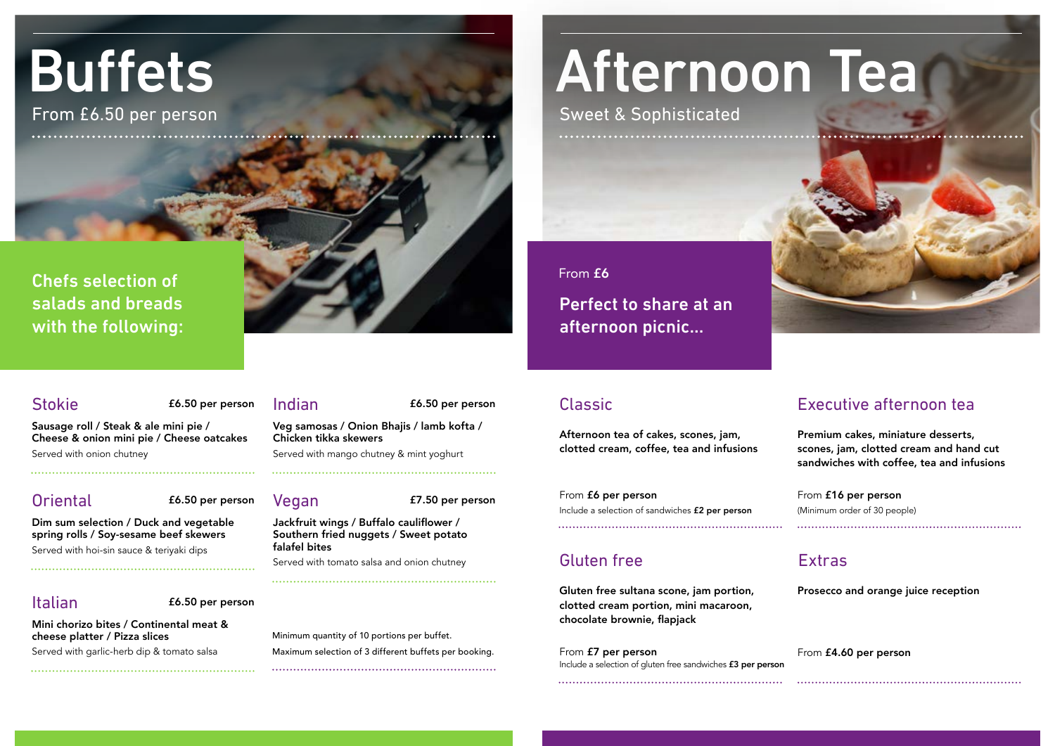# Buffets

From £6.50 per person

**Chefs selection of salads and breads with the following:**

## Stokie

£6.50 per person

**Sausage roll / Steak & ale mini pie / Cheese & onion mini pie / Cheese oatcakes**

Served with onion chutney

## Oriental

£6.50 per person

**Dim sum selection / Duck and vegetable spring rolls / Soy-sesame beef skewers**

Served with hoi-sin sauce & teriyaki dips

## Italian

£6.50 per person

**Mini chorizo bites / Continental meat & cheese platter / Pizza slices**

Served with garlic-herb dip & tomato salsa

## Indian

£6.50 per person

**Veg samosas / Onion Bhajis / lamb kofta / Chicken tikka skewers**

Served with mango chutney & mint yoghurt

## Vegan

£7.50 per person

**Jackfruit wings / Buffalo cauliflower / Southern fried nuggets / Sweet potato falafel bites**

Served with tomato salsa and onion chutney

Minimum quantity of 10 portions per buffet.

Maximum selection of 3 different buffets per booking.

# Afternoon Tea

Sweet & Sophisticated

From **£6**

**Perfect to share at an afternoon picnic...**

## Classic

**Afternoon tea of cakes, scones, jam, clotted cream, coffee, tea and infusions**

From **£6 per person**

Include a selection of sandwiches **£2 per person**

## Executive afternoon tea

**Premium cakes, miniature desserts, scones, jam, clotted cream and hand cut sandwiches with coffee, tea and infusions**

From **£16 per person**

(Minimum order of 30 people)

## Gluten free

**Gluten free sultana scone, jam portion, clotted cream portion, mini macaroon, chocolate brownie, flapjack**

From **£7 per person**

Include a selection of gluten free sandwiches **£3 per person**

## Extras

**Prosecco and orange juice reception**

From **£4.60 per person**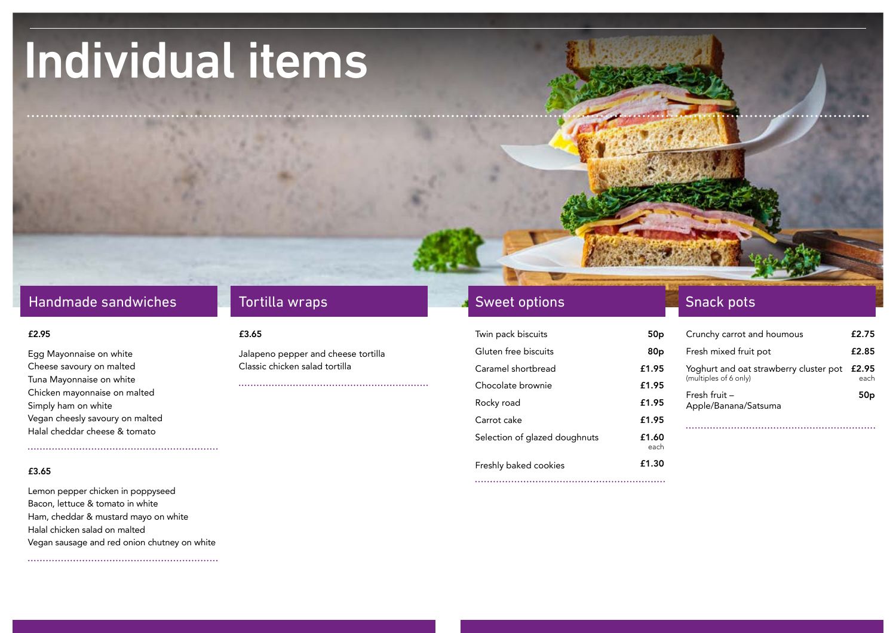# Individual items

## Handmade sandwiches

**£2.95**

Egg Mayonnaise on white
Cheese savoury on malted
Tuna Mayonnaise on white
Chicken mayonnaise on malted
Simply ham on white
Vegan cheesly savoury on malted
Halal cheddar cheese & tomato

**£3.65**

Lemon pepper chicken in poppyseed
Bacon, lettuce & tomato in white
Ham, cheddar & mustard mayo on white
Halal chicken salad on malted
Vegan sausage and red onion chutney on white

## Tortilla wraps

**£3.65**

Jalapeno pepper and cheese tortilla
Classic chicken salad tortilla

## Sweet options

| Item | Price |
|---|---|
| Twin pack biscuits | **50p** |
| Gluten free biscuits | **80p** |
| Caramel shortbread | **£1.95** |
| Chocolate brownie | **£1.95** |
| Rocky road | **£1.95** |
| Carrot cake | **£1.95** |
| Selection of glazed doughnuts | **£1.60** each |
| Freshly baked cookies | **£1.30** |

## Snack pots

| Item | Price |
|---|---|
| Crunchy carrot and houmous | **£2.75** |
| Fresh mixed fruit pot | **£2.85** |
| Yoghurt and oat strawberry cluster pot (multiples of 6 only) | **£2.95** each |
| Fresh fruit – Apple/Banana/Satsuma | **50p** |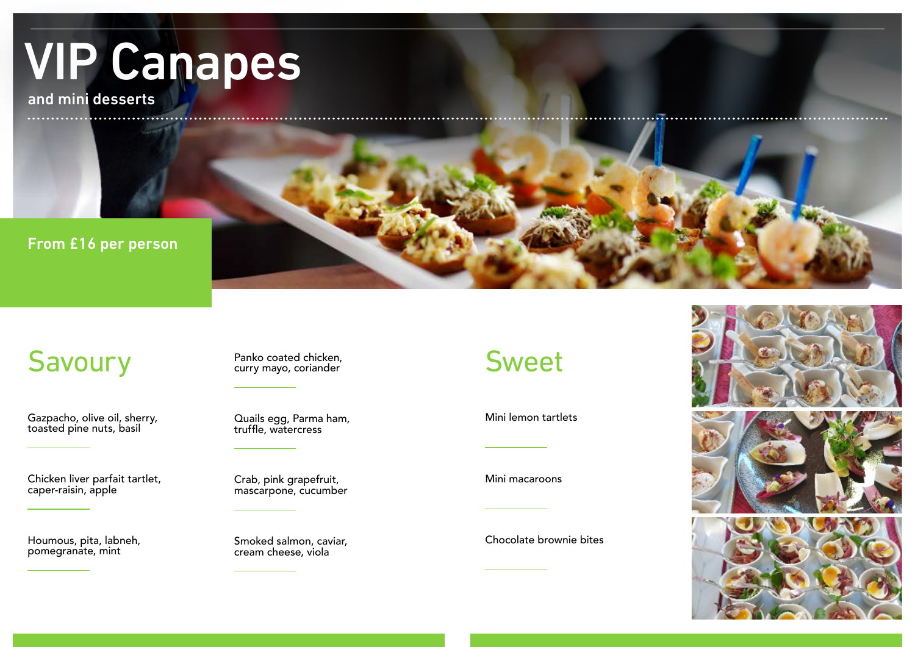# VIP Canapes

and mini desserts

From £16 per person

## Savoury

Gazpacho, olive oil, sherry, toasted pine nuts, basil

Chicken liver parfait tartlet, caper-raisin, apple

Houmous, pita, labneh, pomegranate, mint

Panko coated chicken, curry mayo, coriander

Quails egg, Parma ham, truffle, watercress

Crab, pink grapefruit, mascarpone, cucumber

Smoked salmon, caviar, cream cheese, viola

## Sweet

Mini lemon tartlets

Mini macaroons

Chocolate brownie bites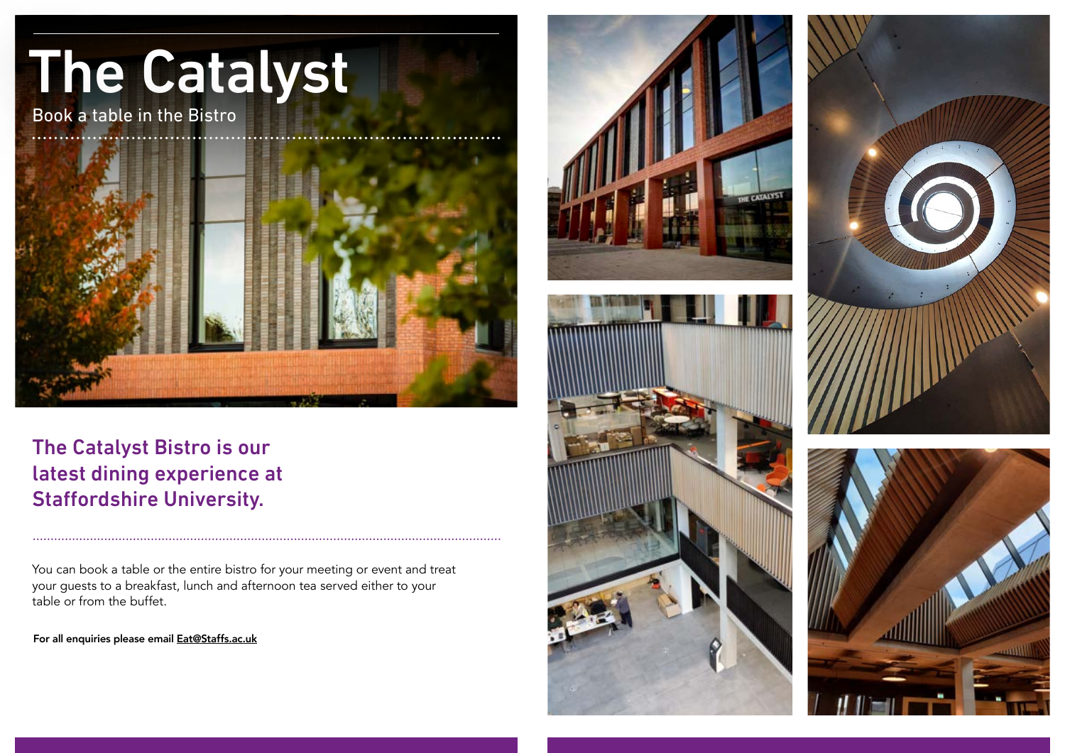# The Catalyst

Book a table in the Bistro

## The Catalyst Bistro is our latest dining experience at Staffordshire University.

You can book a table or the entire bistro for your meeting or event and treat your guests to a breakfast, lunch and afternoon tea served either to your table or from the buffet.

**For all enquiries please email Eat@Staffs.ac.uk**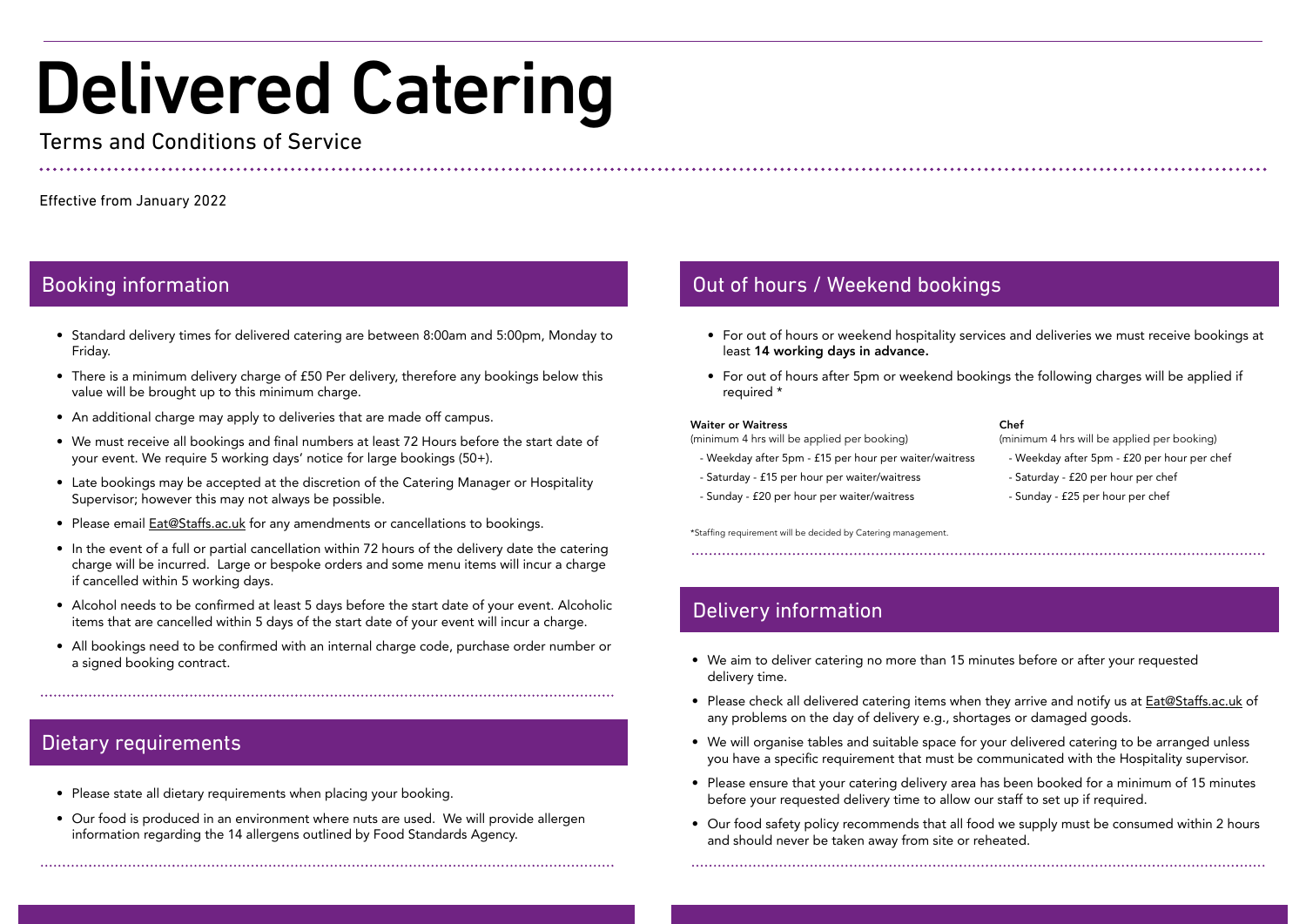# Delivered Catering

Terms and Conditions of Service

Effective from January 2022

## Booking information

- Standard delivery times for delivered catering are between 8:00am and 5:00pm, Monday to Friday.
- There is a minimum delivery charge of £50 Per delivery, therefore any bookings below this value will be brought up to this minimum charge.
- An additional charge may apply to deliveries that are made off campus.
- We must receive all bookings and final numbers at least 72 Hours before the start date of your event. We require 5 working days' notice for large bookings (50+).
- Late bookings may be accepted at the discretion of the Catering Manager or Hospitality Supervisor; however this may not always be possible.
- Please email Eat@Staffs.ac.uk for any amendments or cancellations to bookings.
- In the event of a full or partial cancellation within 72 hours of the delivery date the catering charge will be incurred. Large or bespoke orders and some menu items will incur a charge if cancelled within 5 working days.
- Alcohol needs to be confirmed at least 5 days before the start date of your event. Alcoholic items that are cancelled within 5 days of the start date of your event will incur a charge.
- All bookings need to be confirmed with an internal charge code, purchase order number or a signed booking contract.

## Dietary requirements

- Please state all dietary requirements when placing your booking.
- Our food is produced in an environment where nuts are used. We will provide allergen information regarding the 14 allergens outlined by Food Standards Agency.

## Out of hours / Weekend bookings

- For out of hours or weekend hospitality services and deliveries we must receive bookings at least **14 working days in advance.**
- For out of hours after 5pm or weekend bookings the following charges will be applied if required *

**Waiter or Waitress**
(minimum 4 hrs will be applied per booking)

- Weekday after 5pm - £15 per hour per waiter/waitress
- Saturday - £15 per hour per waiter/waitress
- Sunday - £20 per hour per waiter/waitress

**Chef**
(minimum 4 hrs will be applied per booking)

- Weekday after 5pm - £20 per hour per chef
- Saturday - £20 per hour per chef
- Sunday - £25 per hour per chef

*Staffing requirement will be decided by Catering management.

## Delivery information

- We aim to deliver catering no more than 15 minutes before or after your requested delivery time.
- Please check all delivered catering items when they arrive and notify us at Eat@Staffs.ac.uk of any problems on the day of delivery e.g., shortages or damaged goods.
- We will organise tables and suitable space for your delivered catering to be arranged unless you have a specific requirement that must be communicated with the Hospitality supervisor.
- Please ensure that your catering delivery area has been booked for a minimum of 15 minutes before your requested delivery time to allow our staff to set up if required.
- Our food safety policy recommends that all food we supply must be consumed within 2 hours and should never be taken away from site or reheated.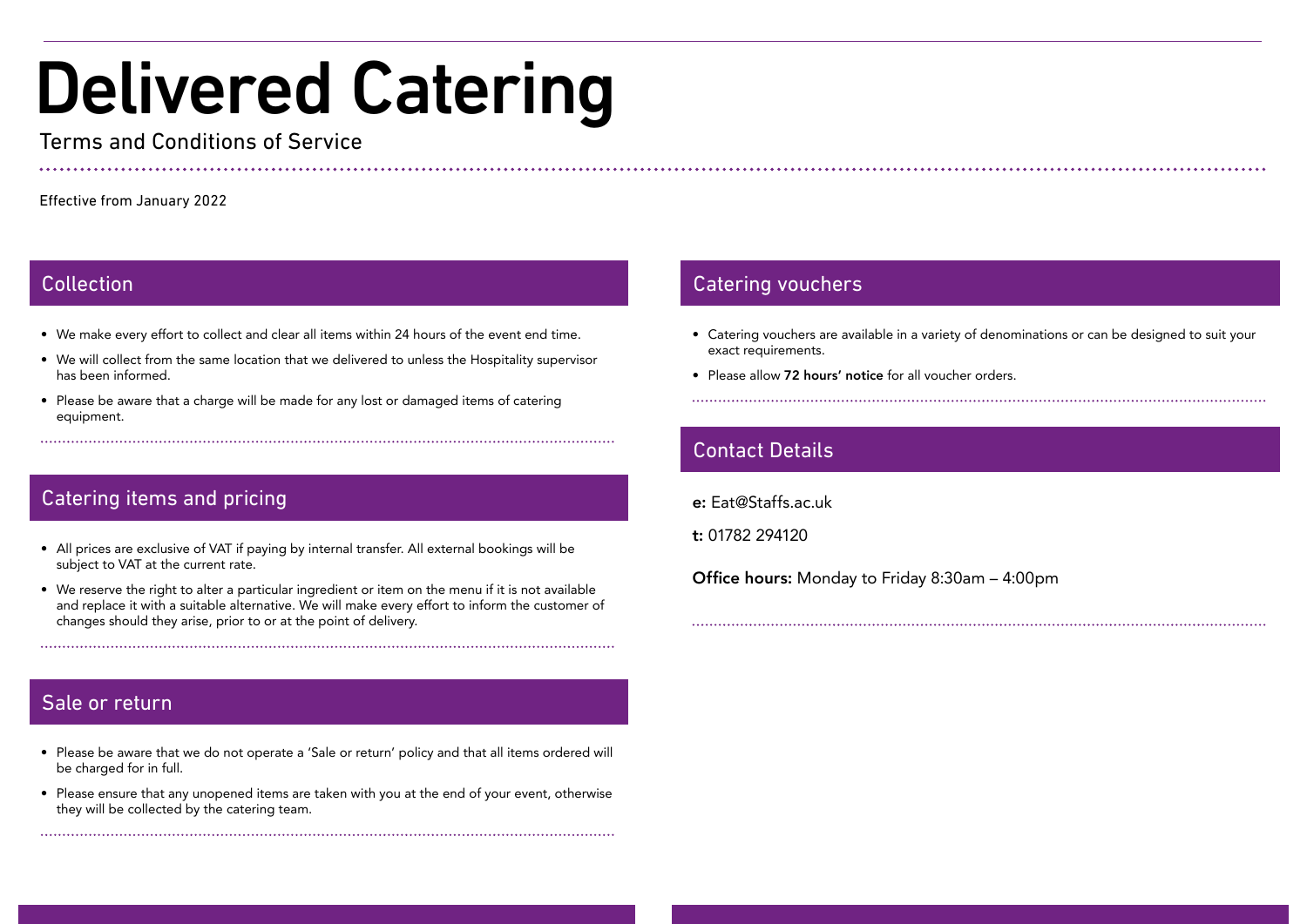# Delivered Catering

Terms and Conditions of Service

Effective from January 2022

## Collection

- We make every effort to collect and clear all items within 24 hours of the event end time.
- We will collect from the same location that we delivered to unless the Hospitality supervisor has been informed.
- Please be aware that a charge will be made for any lost or damaged items of catering equipment.

## Catering items and pricing

- All prices are exclusive of VAT if paying by internal transfer. All external bookings will be subject to VAT at the current rate.
- We reserve the right to alter a particular ingredient or item on the menu if it is not available and replace it with a suitable alternative. We will make every effort to inform the customer of changes should they arise, prior to or at the point of delivery.

## Sale or return

- Please be aware that we do not operate a 'Sale or return' policy and that all items ordered will be charged for in full.
- Please ensure that any unopened items are taken with you at the end of your event, otherwise they will be collected by the catering team.

## Catering vouchers

- Catering vouchers are available in a variety of denominations or can be designed to suit your exact requirements.
- Please allow **72 hours' notice** for all voucher orders.

## Contact Details

**e:** Eat@Staffs.ac.uk

**t:** 01782 294120

**Office hours:** Monday to Friday 8:30am – 4:00pm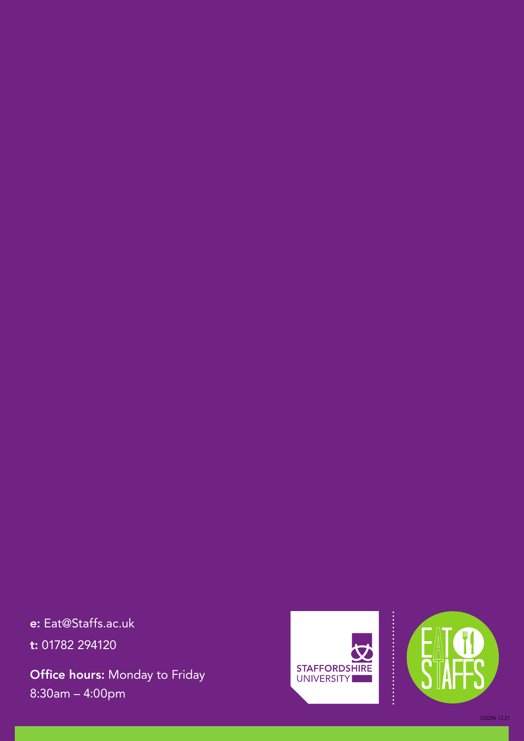**e:** Eat@Staffs.ac.uk

**t:** 01782 294120

**Office hours:** Monday to Friday
8:30am – 4:00pm

STAFFORDSHIRE UNIVERSITY

EAT STAFFS

102296 12.21